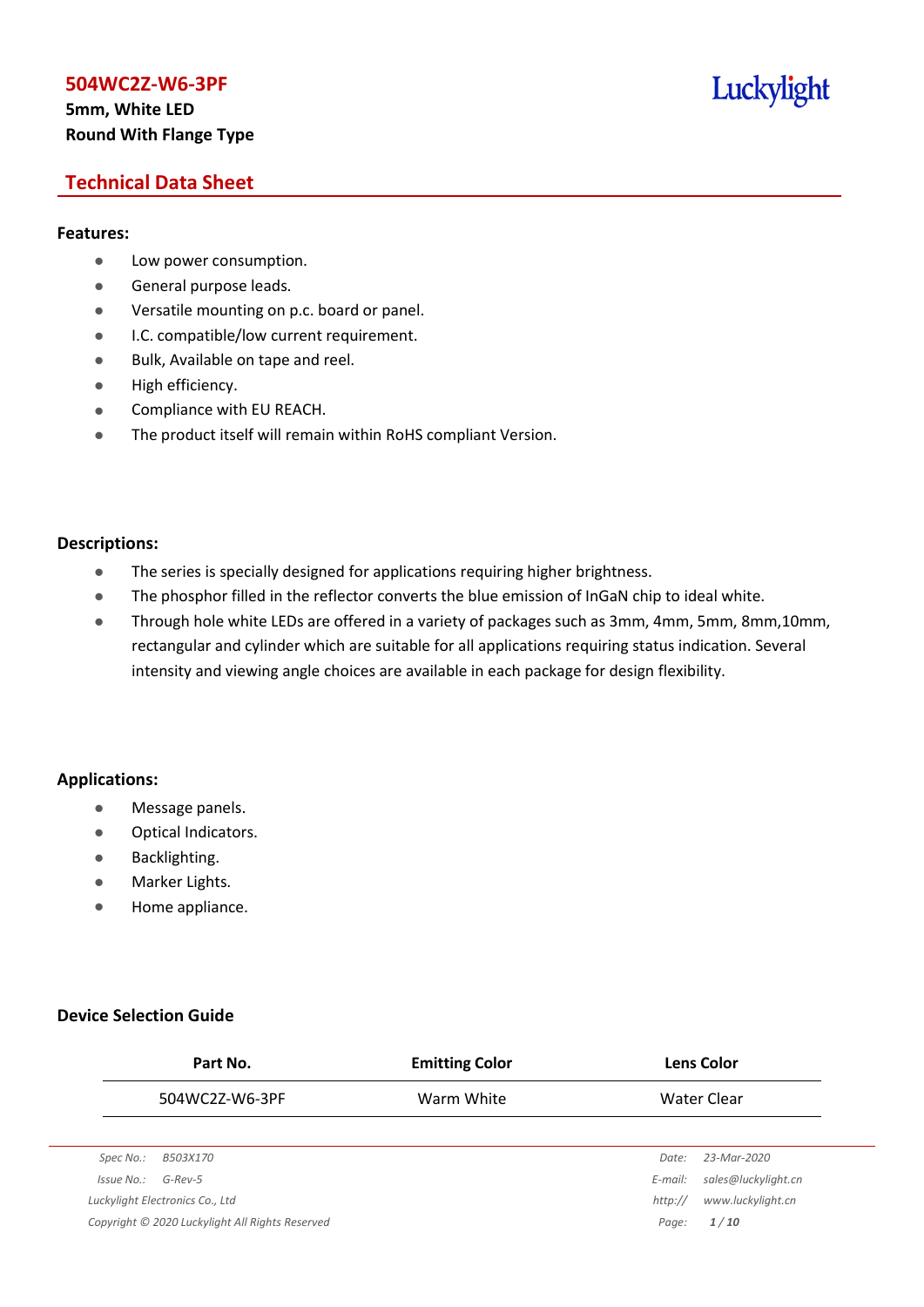# 504WC2Z-W6-3PF

**5mm, White LED**
**Round With Flange Type**

Luckylight

## Technical Data Sheet

### Features:

- Low power consumption.
- General purpose leads.
- Versatile mounting on p.c. board or panel.
- I.C. compatible/low current requirement.
- Bulk, Available on tape and reel.
- High efficiency.
- Compliance with EU REACH.
- The product itself will remain within RoHS compliant Version.

### Descriptions:

- The series is specially designed for applications requiring higher brightness.
- The phosphor filled in the reflector converts the blue emission of InGaN chip to ideal white.
- Through hole white LEDs are offered in a variety of packages such as 3mm, 4mm, 5mm, 8mm,10mm, rectangular and cylinder which are suitable for all applications requiring status indication. Several intensity and viewing angle choices are available in each package for design flexibility.

### Applications:

- Message panels.
- Optical Indicators.
- Backlighting.
- Marker Lights.
- Home appliance.

### Device Selection Guide

| Part No. | Emitting Color | Lens Color |
|---|---|---|
| 504WC2Z-W6-3PF | Warm White | Water Clear |

*Spec No.: B503X170*
*Issue No.: G-Rev-5*
*Luckylight Electronics Co., Ltd*
*Copyright © 2020 Luckylight All Rights Reserved*
*Date: 23-Mar-2020*
*E-mail: sales@luckylight.cn*
*http:// www.luckylight.cn*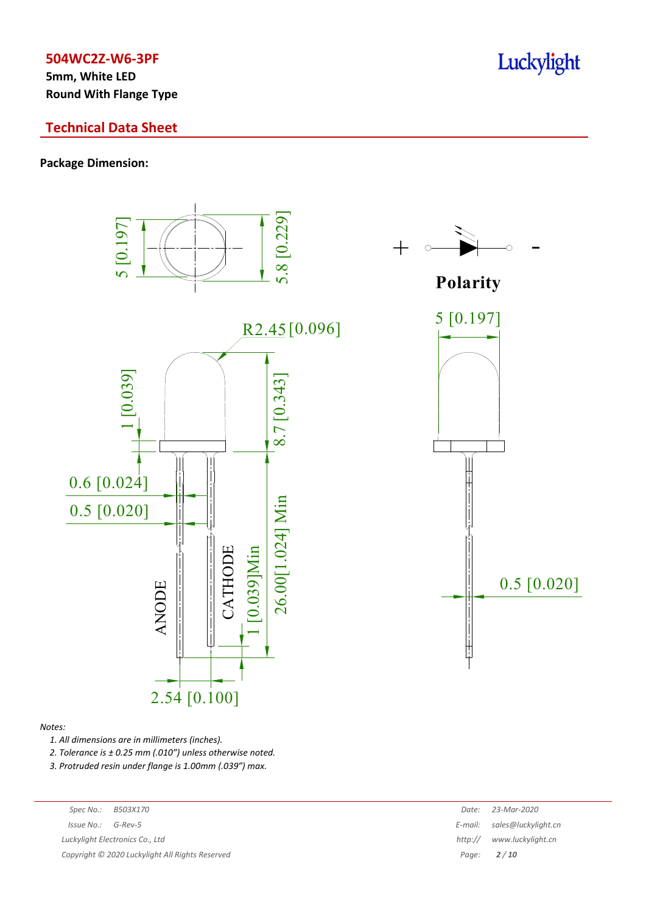## 504WC2Z-W6-3PF

**5mm, White LED**
**Round With Flange Type**

## Technical Data Sheet

**Package Dimension:**

*Notes:*

1. *All dimensions are in millimeters (inches).*
2. *Tolerance is ± 0.25 mm (.010") unless otherwise noted.*
3. *Protruded resin under flange is 1.00mm (.039") max.*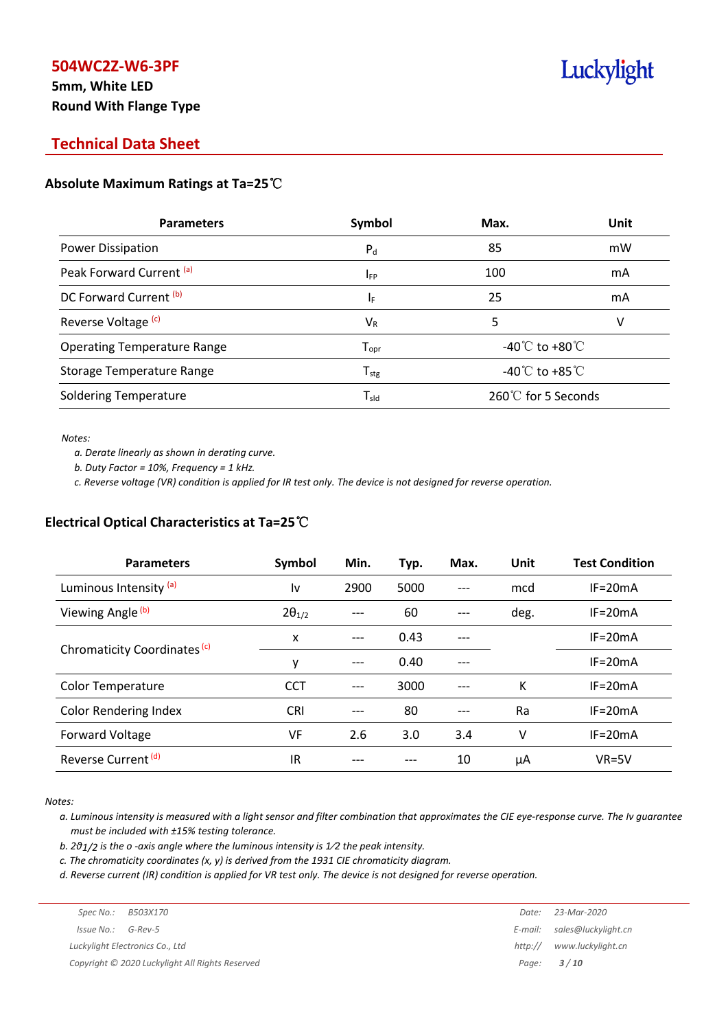# 504WC2Z-W6-3PF

**5mm, White LED**

**Round With Flange Type**

## Technical Data Sheet

### Absolute Maximum Ratings at Ta=25℃

| Parameters | Symbol | Max. | Unit |
|---|---|---|---|
| Power Dissipation | $P_d$ | 85 | mW |
| Peak Forward Current [a] | $I_{FP}$ | 100 | mA |
| DC Forward Current [b] | $I_F$ | 25 | mA |
| Reverse Voltage [c] | $V_R$ | 5 | V |
| Operating Temperature Range | $T_{opr}$ | -40℃ to +80℃ | |
| Storage Temperature Range | $T_{stg}$ | -40℃ to +85℃ | |
| Soldering Temperature | $T_{sld}$ | 260℃ for 5 Seconds | |

*Notes:*

*a. Derate linearly as shown in derating curve.*

*b. Duty Factor = 10%, Frequency = 1 kHz.*

*c. Reverse voltage (VR) condition is applied for IR test only. The device is not designed for reverse operation.*

### Electrical Optical Characteristics at Ta=25℃

| Parameters | Symbol | Min. | Typ. | Max. | Unit | Test Condition |
|---|---|---|---|---|---|---|
| Luminous Intensity [a] | Iv | 2900 | 5000 | --- | mcd | IF=20mA |
| Viewing Angle [b] | $2\theta_{1/2}$ | --- | 60 | --- | deg. | IF=20mA |
| Chromaticity Coordinates [c] | x | --- | 0.43 | --- | | IF=20mA |
| | y | --- | 0.40 | --- | | IF=20mA |
| Color Temperature | CCT | --- | 3000 | --- | K | IF=20mA |
| Color Rendering Index | CRI | --- | 80 | --- | Ra | IF=20mA |
| Forward Voltage | VF | 2.6 | 3.0 | 3.4 | V | IF=20mA |
| Reverse Current [d] | IR | --- | --- | 10 | μA | VR=5V |

*Notes:*

*a. Luminous intensity is measured with a light sensor and filter combination that approximates the CIE eye-response curve. The Iv guarantee must be included with ±15% testing tolerance.*

*b. $2\vartheta_{1/2}$ is the o -axis angle where the luminous intensity is 1⁄2 the peak intensity.*

*c. The chromaticity coordinates (x, y) is derived from the 1931 CIE chromaticity diagram.*

*d. Reverse current (IR) condition is applied for VR test only. The device is not designed for reverse operation.*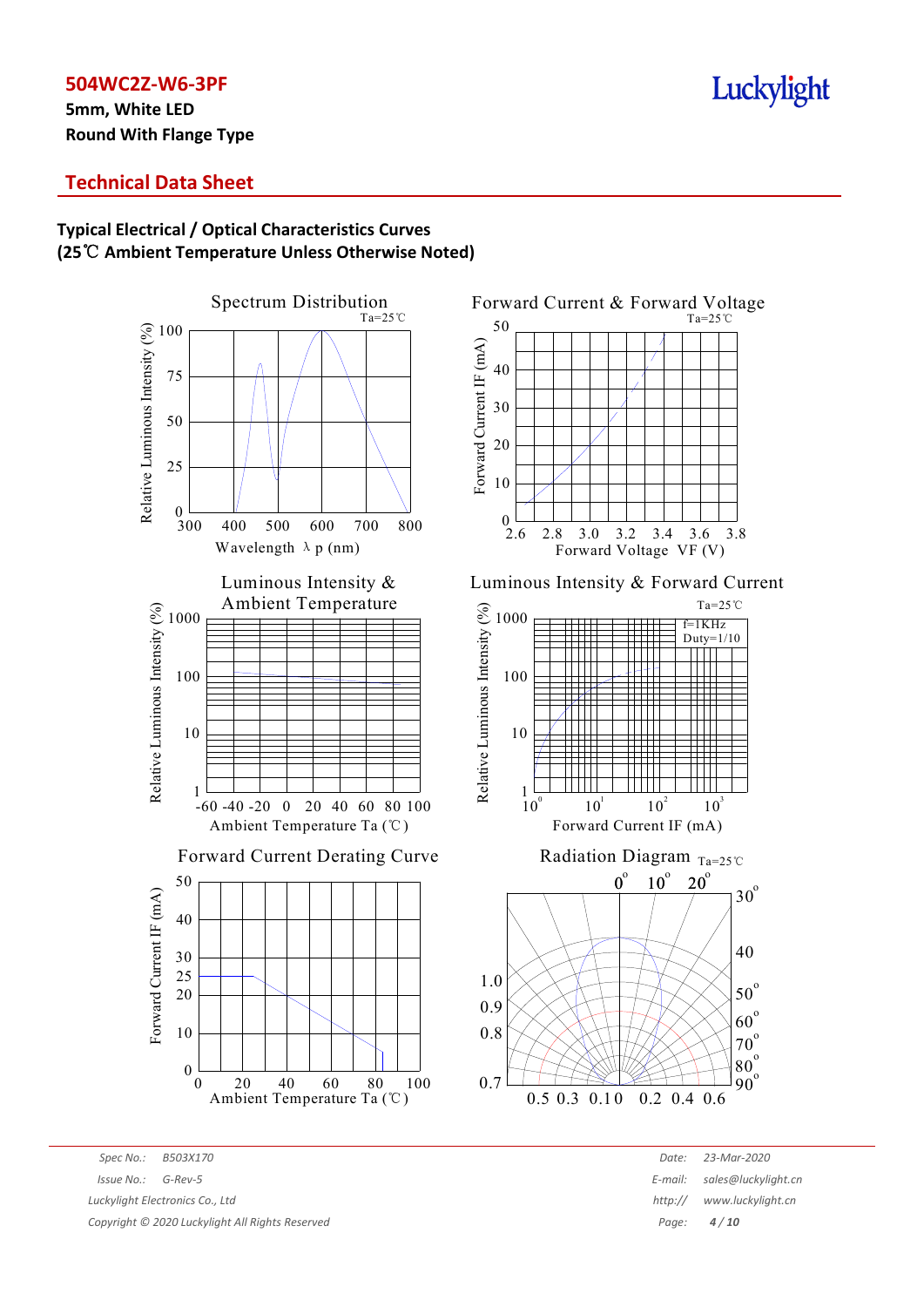# 504WC2Z-W6-3PF

**5mm, White LED**
**Round With Flange Type**

## Technical Data Sheet

### Typical Electrical / Optical Characteristics Curves
### (25℃ Ambient Temperature Unless Otherwise Noted)

Spectrum Distribution
Ta=25℃
Relative Luminous Intensity (%)
100
75
50
25
0
300 400 500 600 700 800
Wavelength λp (nm)

Forward Current & Forward Voltage
Ta=25℃
Forward Current IF (mA)
50
40
30
20
10
0
2.6 2.8 3.0 3.2 3.4 3.6 3.8
Forward Voltage VF (V)

Luminous Intensity & Ambient Temperature
Relative Luminous Intensity (%)
1000
100
10
1
-60 -40 -20 0 20 40 60 80 100
Ambient Temperature Ta (℃)

Luminous Intensity & Forward Current
Ta=25℃
f=1KHz
Duty=1/10
Relative Luminous Intensity (%)
1000
100
10
1
$10^0$ $10^1$ $10^2$ $10^3$
Forward Current IF (mA)

Forward Current Derating Curve
Forward Current IF (mA)
50
40
30
25
20
10
0
0 20 40 60 80 100
Ambient Temperature Ta (℃)

Radiation Diagram Ta=25℃
0° 10° 20° 30°
40
50°
60°
70°
80°
90°
1.0
0.9
0.8
0.7
0.5 0.3 0.1 0 0.2 0.4 0.6

Spec No.: B503X170
Issue No.: G-Rev-5
Luckylight Electronics Co., Ltd
Copyright © 2020 Luckylight All Rights Reserved

Date: 23-Mar-2020
E-mail: sales@luckylight.cn
http:// www.luckylight.cn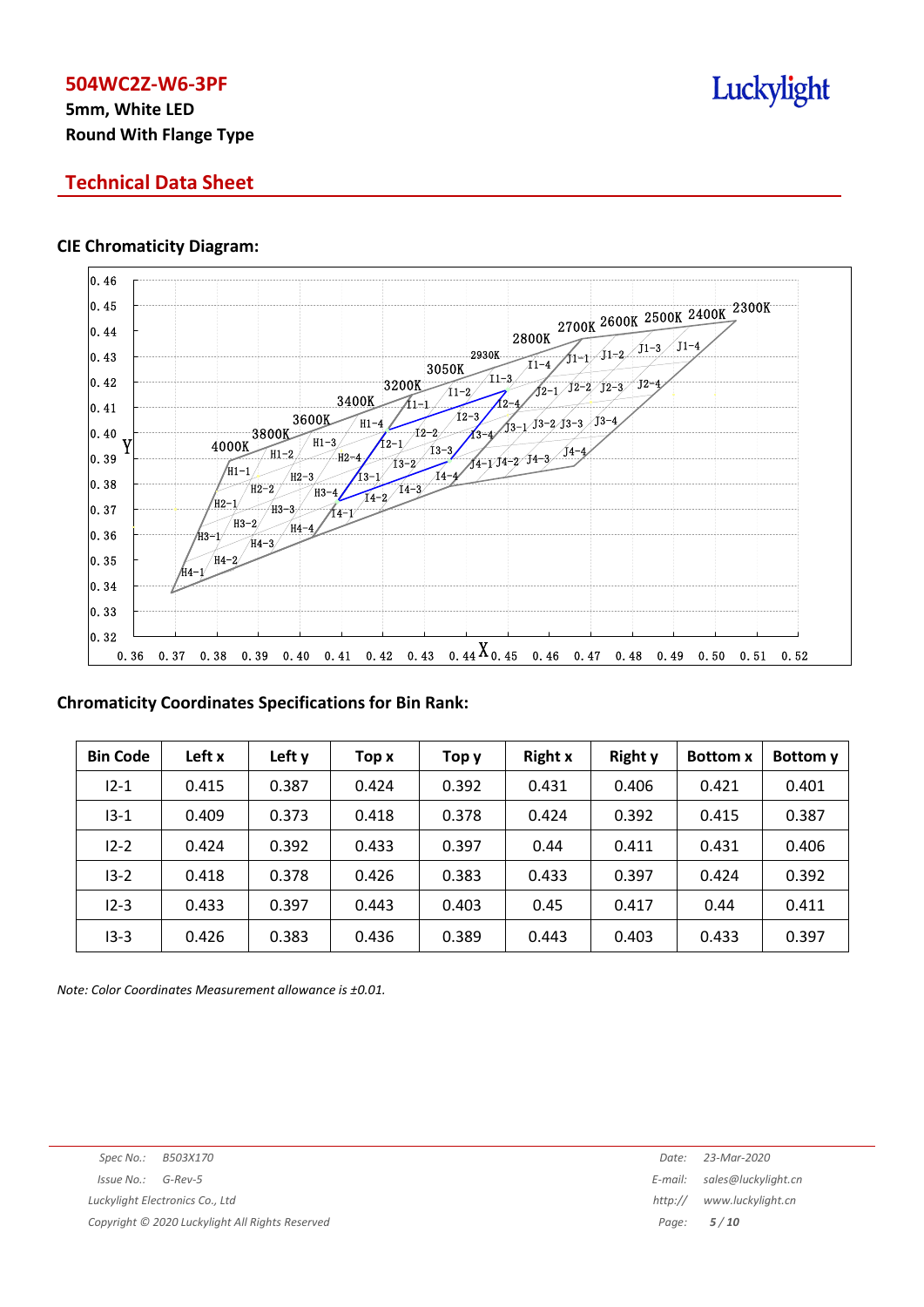# 504WC2Z-W6-3PF

**5mm, White LED**

**Round With Flange Type**

## Technical Data Sheet

### CIE Chromaticity Diagram:

### Chromaticity Coordinates Specifications for Bin Rank:

| Bin Code | Left x | Left y | Top x | Top y | Right x | Right y | Bottom x | Bottom y |
|---|---|---|---|---|---|---|---|---|
| I2-1 | 0.415 | 0.387 | 0.424 | 0.392 | 0.431 | 0.406 | 0.421 | 0.401 |
| I3-1 | 0.409 | 0.373 | 0.418 | 0.378 | 0.424 | 0.392 | 0.415 | 0.387 |
| I2-2 | 0.424 | 0.392 | 0.433 | 0.397 | 0.44 | 0.411 | 0.431 | 0.406 |
| I3-2 | 0.418 | 0.378 | 0.426 | 0.383 | 0.433 | 0.397 | 0.424 | 0.392 |
| I2-3 | 0.433 | 0.397 | 0.443 | 0.403 | 0.45 | 0.417 | 0.44 | 0.411 |
| I3-3 | 0.426 | 0.383 | 0.436 | 0.389 | 0.443 | 0.403 | 0.433 | 0.397 |

*Note: Color Coordinates Measurement allowance is ±0.01.*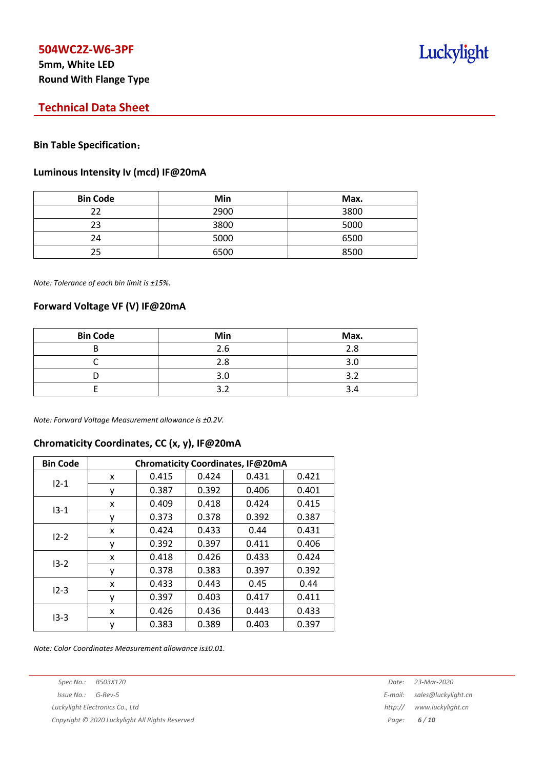# 504WC2Z-W6-3PF

**5mm, White LED**

**Round With Flange Type**

## Technical Data Sheet

### Bin Table Specification：

### Luminous Intensity Iv (mcd) IF@20mA

| Bin Code | Min | Max. |
|---|---|---|
| 22 | 2900 | 3800 |
| 23 | 3800 | 5000 |
| 24 | 5000 | 6500 |
| 25 | 6500 | 8500 |

*Note: Tolerance of each bin limit is ±15%.*

### Forward Voltage VF (V) IF@20mA

| Bin Code | Min | Max. |
|---|---|---|
| B | 2.6 | 2.8 |
| C | 2.8 | 3.0 |
| D | 3.0 | 3.2 |
| E | 3.2 | 3.4 |

*Note: Forward Voltage Measurement allowance is ±0.2V.*

### Chromaticity Coordinates, CC (x, y), IF@20mA

| Bin Code | Chromaticity Coordinates, IF@20mA | | | | |
|---|---|---|---|---|---|
| I2-1 | x | 0.415 | 0.424 | 0.431 | 0.421 |
| | y | 0.387 | 0.392 | 0.406 | 0.401 |
| I3-1 | x | 0.409 | 0.418 | 0.424 | 0.415 |
| | y | 0.373 | 0.378 | 0.392 | 0.387 |
| I2-2 | x | 0.424 | 0.433 | 0.44 | 0.431 |
| | y | 0.392 | 0.397 | 0.411 | 0.406 |
| I3-2 | x | 0.418 | 0.426 | 0.433 | 0.424 |
| | y | 0.378 | 0.383 | 0.397 | 0.392 |
| I2-3 | x | 0.433 | 0.443 | 0.45 | 0.44 |
| | y | 0.397 | 0.403 | 0.417 | 0.411 |
| I3-3 | x | 0.426 | 0.436 | 0.443 | 0.433 |
| | y | 0.383 | 0.389 | 0.403 | 0.397 |

*Note: Color Coordinates Measurement allowance is±0.01.*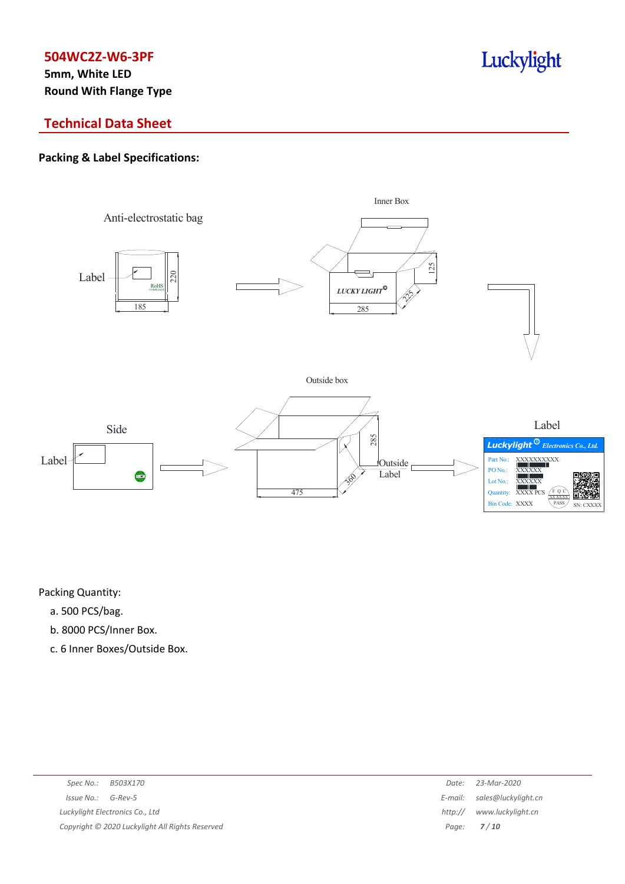# 504WC2Z-W6-3PF

**5mm, White LED**

**Round With Flange Type**

## Technical Data Sheet

### Packing & Label Specifications:

Anti-electrostatic bag

Label

185

220

Inner Box

LUCKY LIGHT

285

225

125

Outside box

Side

Label

475

360

285

Outside Label

Label

Luckylight Electronics Co., Ltd.

Part No.: XXXXXXXXXX

PO No.: XXXXXX

Lot No.: XXXXXX

Quantity: XXXX PCS

Bin Code: XXXX

SN: CXXXX

Packing Quantity:

a. 500 PCS/bag.

b. 8000 PCS/Inner Box.

c. 6 Inner Boxes/Outside Box.

*Spec No.: B503X170*

*Issue No.: G-Rev-5*

*Luckylight Electronics Co., Ltd*

*Copyright © 2020 Luckylight All Rights Reserved*

*Date: 23-Mar-2020*

*E-mail: sales@luckylight.cn*

*http:// www.luckylight.cn*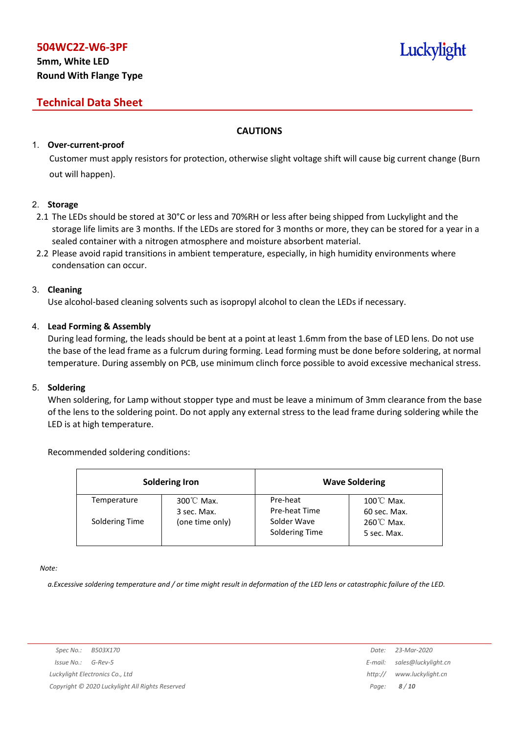**504WC2Z-W6-3PF**

**5mm, White LED**

**Round With Flange Type**

## Technical Data Sheet

### CAUTIONS

1. **Over-current-proof**

   Customer must apply resistors for protection, otherwise slight voltage shift will cause big current change (Burn out will happen).

2. **Storage**

   2.1 The LEDs should be stored at 30°C or less and 70%RH or less after being shipped from Luckylight and the storage life limits are 3 months. If the LEDs are stored for 3 months or more, they can be stored for a year in a sealed container with a nitrogen atmosphere and moisture absorbent material.

   2.2 Please avoid rapid transitions in ambient temperature, especially, in high humidity environments where condensation can occur.

3. **Cleaning**

   Use alcohol-based cleaning solvents such as isopropyl alcohol to clean the LEDs if necessary.

4. **Lead Forming & Assembly**

   During lead forming, the leads should be bent at a point at least 1.6mm from the base of LED lens. Do not use the base of the lead frame as a fulcrum during forming. Lead forming must be done before soldering, at normal temperature. During assembly on PCB, use minimum clinch force possible to avoid excessive mechanical stress.

5. **Soldering**

   When soldering, for Lamp without stopper type and must be leave a minimum of 3mm clearance from the base of the lens to the soldering point. Do not apply any external stress to the lead frame during soldering while the LED is at high temperature.

Recommended soldering conditions:

| **Soldering Iron** | | **Wave Soldering** | |
|---|---|---|---|
| Temperature<br>Soldering Time | 300℃ Max.<br>3 sec. Max.<br>(one time only) | Pre-heat<br>Pre-heat Time<br>Solder Wave<br>Soldering Time | 100℃ Max.<br>60 sec. Max.<br>260℃ Max.<br>5 sec. Max. |

*Note:*

*a.Excessive soldering temperature and / or time might result in deformation of the LED lens or catastrophic failure of the LED.*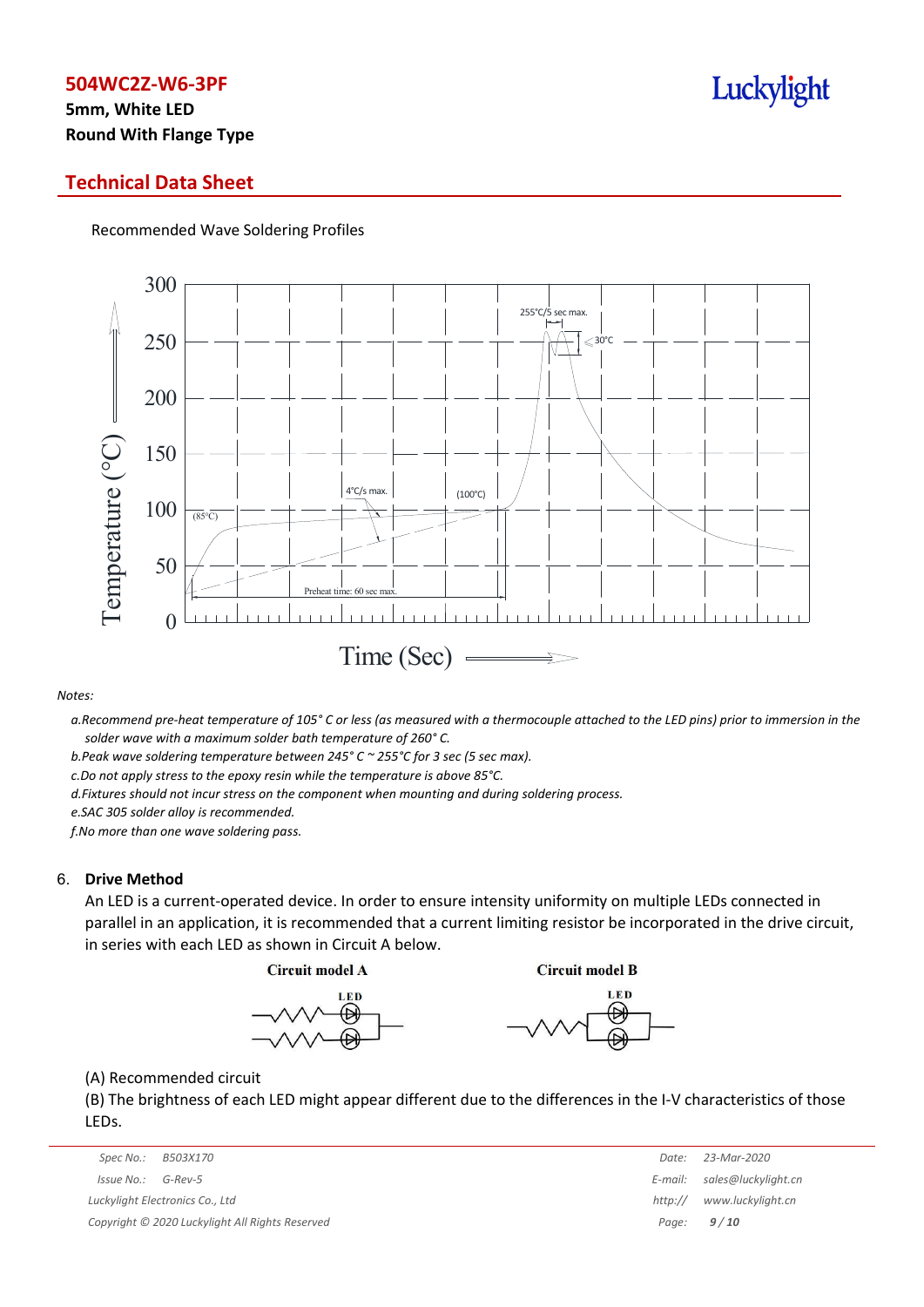Recommended Wave Soldering Profiles

*Notes:*

*a.Recommend pre-heat temperature of 105° C or less (as measured with a thermocouple attached to the LED pins) prior to immersion in the solder wave with a maximum solder bath temperature of 260° C.*

*b.Peak wave soldering temperature between 245° C ~ 255°C for 3 sec (5 sec max).*

*c.Do not apply stress to the epoxy resin while the temperature is above 85°C.*

*d.Fixtures should not incur stress on the component when mounting and during soldering process.*

*e.SAC 305 solder alloy is recommended.*

*f.No more than one wave soldering pass.*

## 6. Drive Method

An LED is a current-operated device. In order to ensure intensity uniformity on multiple LEDs connected in parallel in an application, it is recommended that a current limiting resistor be incorporated in the drive circuit, in series with each LED as shown in Circuit A below.

Circuit model A

Circuit model B

(A) Recommended circuit

(B) The brightness of each LED might appear different due to the differences in the I-V characteristics of those LEDs.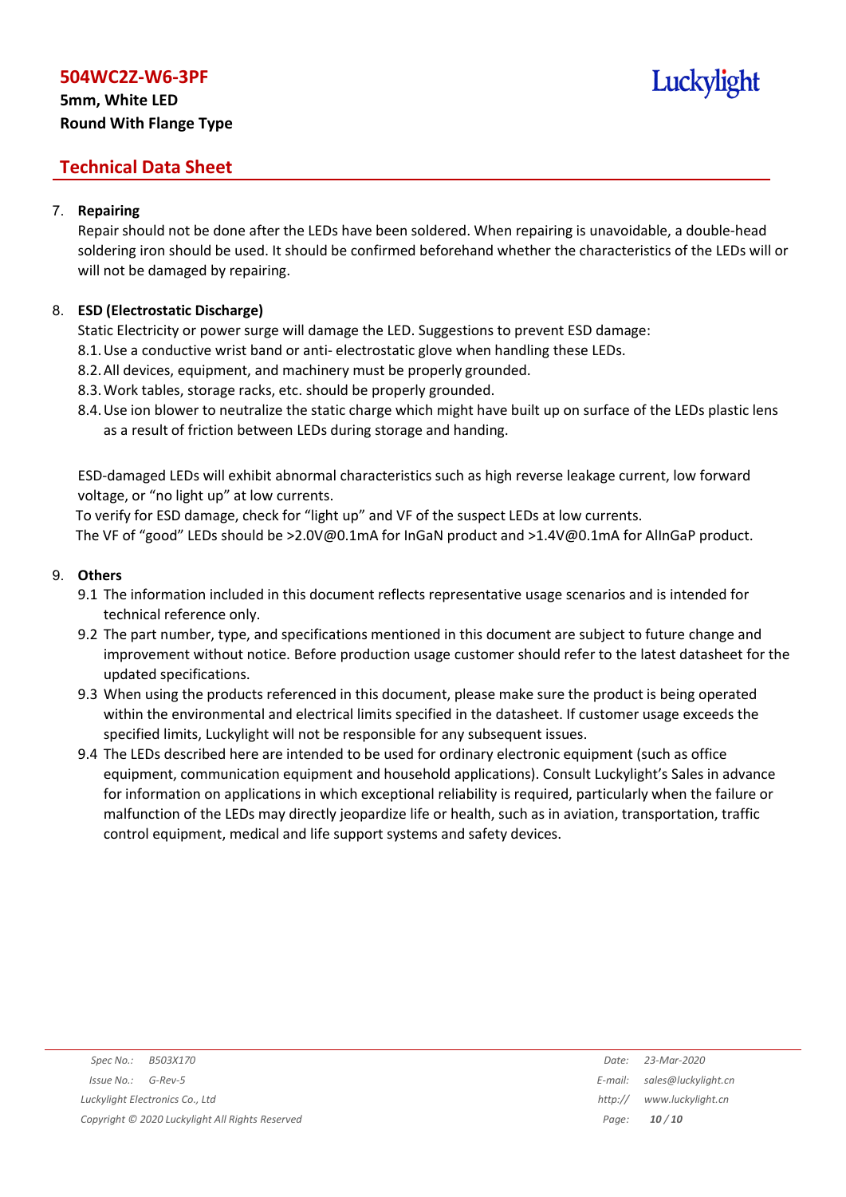7. **Repairing**

   Repair should not be done after the LEDs have been soldered. When repairing is unavoidable, a double-head soldering iron should be used. It should be confirmed beforehand whether the characteristics of the LEDs will or will not be damaged by repairing.

8. **ESD (Electrostatic Discharge)**

   Static Electricity or power surge will damage the LED. Suggestions to prevent ESD damage:

   8.1. Use a conductive wrist band or anti- electrostatic glove when handling these LEDs.

   8.2. All devices, equipment, and machinery must be properly grounded.

   8.3. Work tables, storage racks, etc. should be properly grounded.

   8.4. Use ion blower to neutralize the static charge which might have built up on surface of the LEDs plastic lens as a result of friction between LEDs during storage and handing.

   ESD-damaged LEDs will exhibit abnormal characteristics such as high reverse leakage current, low forward voltage, or "no light up" at low currents.

   To verify for ESD damage, check for "light up" and VF of the suspect LEDs at low currents.

   The VF of "good" LEDs should be >2.0V@0.1mA for InGaN product and >1.4V@0.1mA for AlInGaP product.

9. **Others**

   9.1 The information included in this document reflects representative usage scenarios and is intended for technical reference only.

   9.2 The part number, type, and specifications mentioned in this document are subject to future change and improvement without notice. Before production usage customer should refer to the latest datasheet for the updated specifications.

   9.3 When using the products referenced in this document, please make sure the product is being operated within the environmental and electrical limits specified in the datasheet. If customer usage exceeds the specified limits, Luckylight will not be responsible for any subsequent issues.

   9.4 The LEDs described here are intended to be used for ordinary electronic equipment (such as office equipment, communication equipment and household applications). Consult Luckylight's Sales in advance for information on applications in which exceptional reliability is required, particularly when the failure or malfunction of the LEDs may directly jeopardize life or health, such as in aviation, transportation, traffic control equipment, medical and life support systems and safety devices.